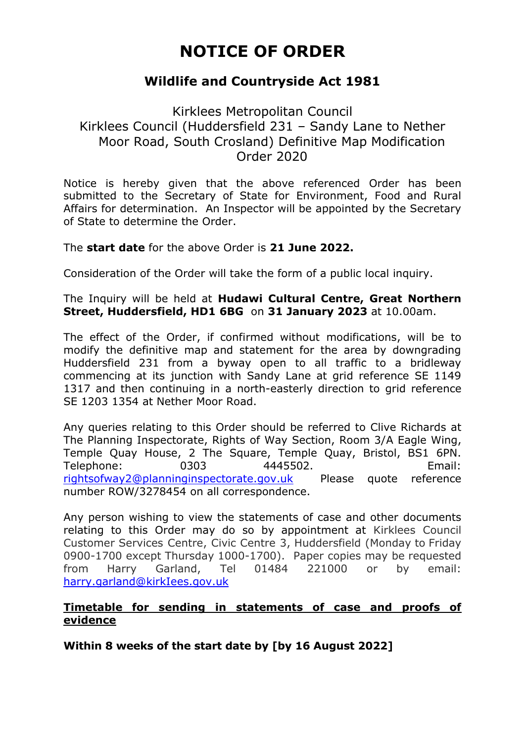# NOTICE OF ORDER

## Wildlife and Countryside Act 1981

Kirklees Metropolitan Council
Kirklees Council (Huddersfield 231 – Sandy Lane to Nether Moor Road, South Crosland) Definitive Map Modification Order 2020

Notice is hereby given that the above referenced Order has been submitted to the Secretary of State for Environment, Food and Rural Affairs for determination. An Inspector will be appointed by the Secretary of State to determine the Order.

The **start date** for the above Order is **21 June 2022.**

Consideration of the Order will take the form of a public local inquiry.

The Inquiry will be held at **Hudawi Cultural Centre, Great Northern Street, Huddersfield, HD1 6BG** on **31 January 2023** at 10.00am.

The effect of the Order, if confirmed without modifications, will be to modify the definitive map and statement for the area by downgrading Huddersfield 231 from a byway open to all traffic to a bridleway commencing at its junction with Sandy Lane at grid reference SE 1149 1317 and then continuing in a north-easterly direction to grid reference SE 1203 1354 at Nether Moor Road.

Any queries relating to this Order should be referred to Clive Richards at The Planning Inspectorate, Rights of Way Section, Room 3/A Eagle Wing, Temple Quay House, 2 The Square, Temple Quay, Bristol, BS1 6PN. Telephone: 0303 4445502. Email: rightsofway2@planninginspectorate.gov.uk Please quote reference number ROW/3278454 on all correspondence.

Any person wishing to view the statements of case and other documents relating to this Order may do so by appointment at Kirklees Council Customer Services Centre, Civic Centre 3, Huddersfield (Monday to Friday 0900-1700 except Thursday 1000-1700). Paper copies may be requested from Harry Garland, Tel 01484 221000 or by email: harry.garland@kirklees.gov.uk

**Timetable for sending in statements of case and proofs of evidence**

**Within 8 weeks of the start date by [by 16 August 2022]**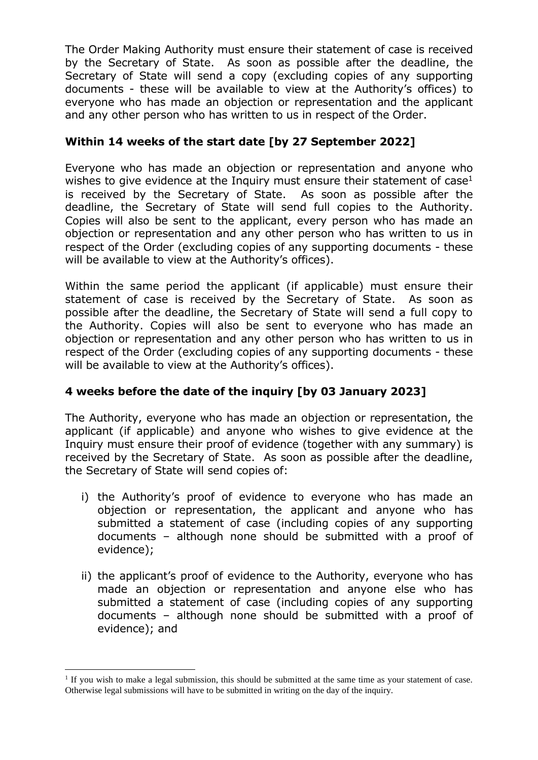The Order Making Authority must ensure their statement of case is received by the Secretary of State. As soon as possible after the deadline, the Secretary of State will send a copy (excluding copies of any supporting documents - these will be available to view at the Authority's offices) to everyone who has made an objection or representation and the applicant and any other person who has written to us in respect of the Order.

### Within 14 weeks of the start date [by 27 September 2022]

Everyone who has made an objection or representation and anyone who wishes to give evidence at the Inquiry must ensure their statement of case[1] is received by the Secretary of State. As soon as possible after the deadline, the Secretary of State will send full copies to the Authority. Copies will also be sent to the applicant, every person who has made an objection or representation and any other person who has written to us in respect of the Order (excluding copies of any supporting documents - these will be available to view at the Authority's offices).

Within the same period the applicant (if applicable) must ensure their statement of case is received by the Secretary of State. As soon as possible after the deadline, the Secretary of State will send a full copy to the Authority. Copies will also be sent to everyone who has made an objection or representation and any other person who has written to us in respect of the Order (excluding copies of any supporting documents - these will be available to view at the Authority's offices).

### 4 weeks before the date of the inquiry [by 03 January 2023]

The Authority, everyone who has made an objection or representation, the applicant (if applicable) and anyone who wishes to give evidence at the Inquiry must ensure their proof of evidence (together with any summary) is received by the Secretary of State. As soon as possible after the deadline, the Secretary of State will send copies of:

i) the Authority's proof of evidence to everyone who has made an objection or representation, the applicant and anyone who has submitted a statement of case (including copies of any supporting documents – although none should be submitted with a proof of evidence);

ii) the applicant's proof of evidence to the Authority, everyone who has made an objection or representation and anyone else who has submitted a statement of case (including copies of any supporting documents – although none should be submitted with a proof of evidence); and

[1] If you wish to make a legal submission, this should be submitted at the same time as your statement of case. Otherwise legal submissions will have to be submitted in writing on the day of the inquiry.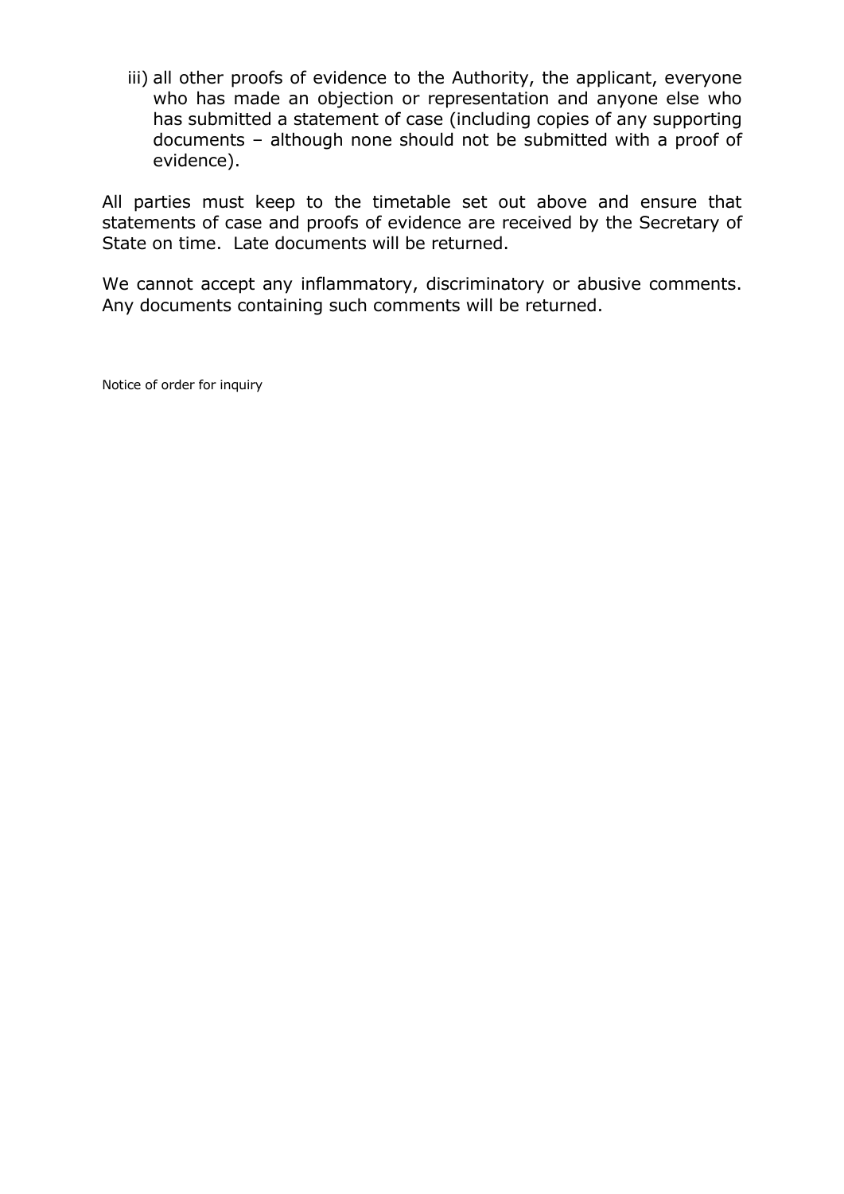iii) all other proofs of evidence to the Authority, the applicant, everyone who has made an objection or representation and anyone else who has submitted a statement of case (including copies of any supporting documents – although none should not be submitted with a proof of evidence).

All parties must keep to the timetable set out above and ensure that statements of case and proofs of evidence are received by the Secretary of State on time. Late documents will be returned.

We cannot accept any inflammatory, discriminatory or abusive comments. Any documents containing such comments will be returned.